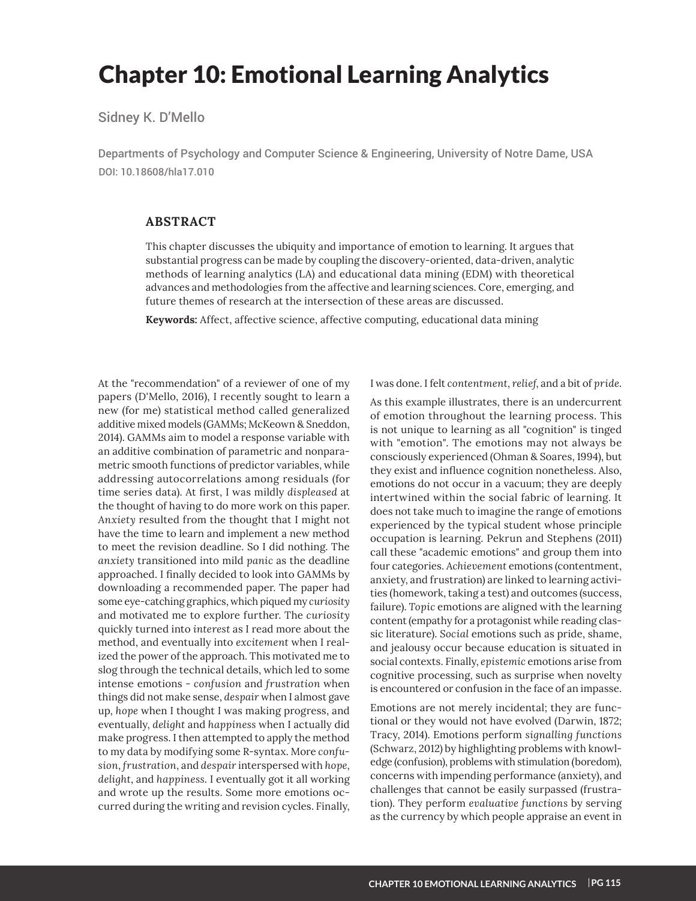# Chapter 10: Emotional Learning Analytics

Sidney K. D'Mello

Departments of Psychology and Computer Science & Engineering, University of Notre Dame, USA
DOI: 10.18608/hla17.010

## ABSTRACT

This chapter discusses the ubiquity and importance of emotion to learning. It argues that substantial progress can be made by coupling the discovery-oriented, data-driven, analytic methods of learning analytics (LA) and educational data mining (EDM) with theoretical advances and methodologies from the affective and learning sciences. Core, emerging, and future themes of research at the intersection of these areas are discussed.

**Keywords:** Affect, affective science, affective computing, educational data mining

At the "recommendation" of a reviewer of one of my papers (D'Mello, 2016), I recently sought to learn a new (for me) statistical method called generalized additive mixed models (GAMMs; McKeown & Sneddon, 2014). GAMMs aim to model a response variable with an additive combination of parametric and nonparametric smooth functions of predictor variables, while addressing autocorrelations among residuals (for time series data). At first, I was mildly *displeased* at the thought of having to do more work on this paper. *Anxiety* resulted from the thought that I might not have the time to learn and implement a new method to meet the revision deadline. So I did nothing. The *anxiety* transitioned into mild *panic* as the deadline approached. I finally decided to look into GAMMs by downloading a recommended paper. The paper had some eye-catching graphics, which piqued my *curiosity* and motivated me to explore further. The *curiosity* quickly turned into *interest* as I read more about the method, and eventually into *excitement* when I realized the power of the approach. This motivated me to slog through the technical details, which led to some intense emotions - *confusion* and *frustration* when things did not make sense, *despair* when I almost gave up, *hope* when I thought I was making progress, and eventually, *delight* and *happiness* when I actually did make progress. I then attempted to apply the method to my data by modifying some R-syntax. More *confusion*, *frustration*, and *despair* interspersed with *hope*, *delight*, and *happiness*. I eventually got it all working and wrote up the results. Some more emotions occurred during the writing and revision cycles. Finally, I was done. I felt *contentment*, *relief*, and a bit of *pride*.

As this example illustrates, there is an undercurrent of emotion throughout the learning process. This is not unique to learning as all "cognition" is tinged with "emotion". The emotions may not always be consciously experienced (Ohman & Soares, 1994), but they exist and influence cognition nonetheless. Also, emotions do not occur in a vacuum; they are deeply intertwined within the social fabric of learning. It does not take much to imagine the range of emotions experienced by the typical student whose principle occupation is learning. Pekrun and Stephens (2011) call these "academic emotions" and group them into four categories. *Achievement* emotions (contentment, anxiety, and frustration) are linked to learning activities (homework, taking a test) and outcomes (success, failure). *Topic* emotions are aligned with the learning content (empathy for a protagonist while reading classic literature). *Social* emotions such as pride, shame, and jealousy occur because education is situated in social contexts. Finally, *epistemic* emotions arise from cognitive processing, such as surprise when novelty is encountered or confusion in the face of an impasse.

Emotions are not merely incidental; they are functional or they would not have evolved (Darwin, 1872; Tracy, 2014). Emotions perform *signalling functions* (Schwarz, 2012) by highlighting problems with knowledge (confusion), problems with stimulation (boredom), concerns with impending performance (anxiety), and challenges that cannot be easily surpassed (frustration). They perform *evaluative functions* by serving as the currency by which people appraise an event in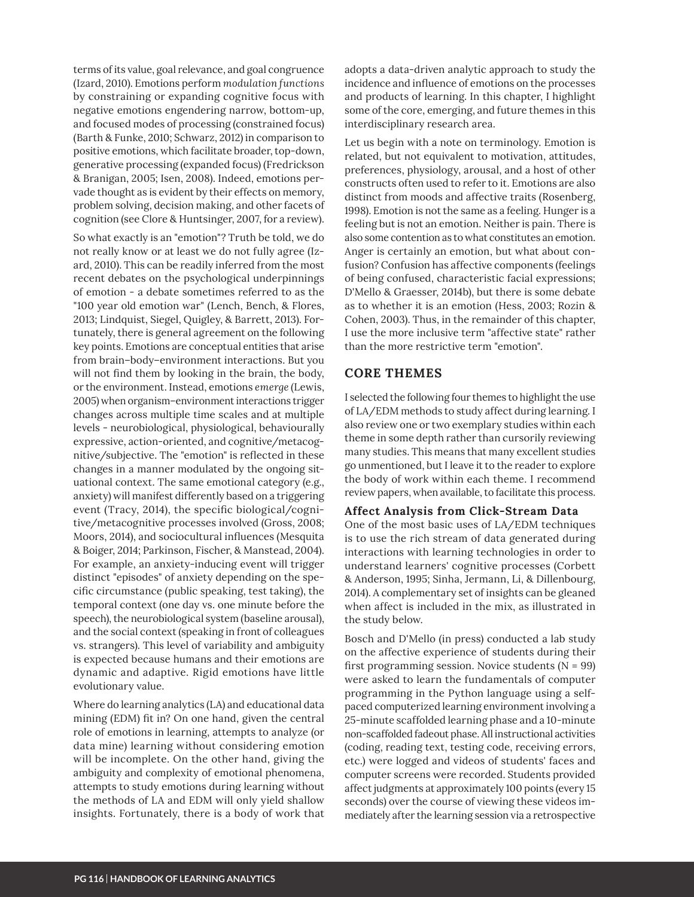terms of its value, goal relevance, and goal congruence (Izard, 2010). Emotions perform *modulation functions* by constraining or expanding cognitive focus with negative emotions engendering narrow, bottom-up, and focused modes of processing (constrained focus) (Barth & Funke, 2010; Schwarz, 2012) in comparison to positive emotions, which facilitate broader, top-down, generative processing (expanded focus) (Fredrickson & Branigan, 2005; Isen, 2008). Indeed, emotions pervade thought as is evident by their effects on memory, problem solving, decision making, and other facets of cognition (see Clore & Huntsinger, 2007, for a review).

So what exactly is an "emotion"? Truth be told, we do not really know or at least we do not fully agree (Izard, 2010). This can be readily inferred from the most recent debates on the psychological underpinnings of emotion - a debate sometimes referred to as the "100 year old emotion war" (Lench, Bench, & Flores, 2013; Lindquist, Siegel, Quigley, & Barrett, 2013). Fortunately, there is general agreement on the following key points. Emotions are conceptual entities that arise from brain–body–environment interactions. But you will not find them by looking in the brain, the body, or the environment. Instead, emotions *emerge* (Lewis, 2005) when organism–environment interactions trigger changes across multiple time scales and at multiple levels - neurobiological, physiological, behaviourally expressive, action-oriented, and cognitive/metacognitive/subjective. The "emotion" is reflected in these changes in a manner modulated by the ongoing situational context. The same emotional category (e.g., anxiety) will manifest differently based on a triggering event (Tracy, 2014), the specific biological/cognitive/metacognitive processes involved (Gross, 2008; Moors, 2014), and sociocultural influences (Mesquita & Boiger, 2014; Parkinson, Fischer, & Manstead, 2004). For example, an anxiety-inducing event will trigger distinct "episodes" of anxiety depending on the specific circumstance (public speaking, test taking), the temporal context (one day vs. one minute before the speech), the neurobiological system (baseline arousal), and the social context (speaking in front of colleagues vs. strangers). This level of variability and ambiguity is expected because humans and their emotions are dynamic and adaptive. Rigid emotions have little evolutionary value.

Where do learning analytics (LA) and educational data mining (EDM) fit in? On one hand, given the central role of emotions in learning, attempts to analyze (or data mine) learning without considering emotion will be incomplete. On the other hand, giving the ambiguity and complexity of emotional phenomena, attempts to study emotions during learning without the methods of LA and EDM will only yield shallow insights. Fortunately, there is a body of work that adopts a data-driven analytic approach to study the incidence and influence of emotions on the processes and products of learning. In this chapter, I highlight some of the core, emerging, and future themes in this interdisciplinary research area.

Let us begin with a note on terminology. Emotion is related, but not equivalent to motivation, attitudes, preferences, physiology, arousal, and a host of other constructs often used to refer to it. Emotions are also distinct from moods and affective traits (Rosenberg, 1998). Emotion is not the same as a feeling. Hunger is a feeling but is not an emotion. Neither is pain. There is also some contention as to what constitutes an emotion. Anger is certainly an emotion, but what about confusion? Confusion has affective components (feelings of being confused, characteristic facial expressions; D'Mello & Graesser, 2014b), but there is some debate as to whether it is an emotion (Hess, 2003; Rozin & Cohen, 2003). Thus, in the remainder of this chapter, I use the more inclusive term "affective state" rather than the more restrictive term "emotion".

## CORE THEMES

I selected the following four themes to highlight the use of LA/EDM methods to study affect during learning. I also review one or two exemplary studies within each theme in some depth rather than cursorily reviewing many studies. This means that many excellent studies go unmentioned, but I leave it to the reader to explore the body of work within each theme. I recommend review papers, when available, to facilitate this process.

### Affect Analysis from Click-Stream Data

One of the most basic uses of LA/EDM techniques is to use the rich stream of data generated during interactions with learning technologies in order to understand learners' cognitive processes (Corbett & Anderson, 1995; Sinha, Jermann, Li, & Dillenbourg, 2014). A complementary set of insights can be gleaned when affect is included in the mix, as illustrated in the study below.

Bosch and D'Mello (in press) conducted a lab study on the affective experience of students during their first programming session. Novice students ($N = 99$) were asked to learn the fundamentals of computer programming in the Python language using a self-paced computerized learning environment involving a 25-minute scaffolded learning phase and a 10-minute non-scaffolded fadeout phase. All instructional activities (coding, reading text, testing code, receiving errors, etc.) were logged and videos of students' faces and computer screens were recorded. Students provided affect judgments at approximately 100 points (every 15 seconds) over the course of viewing these videos immediately after the learning session via a retrospective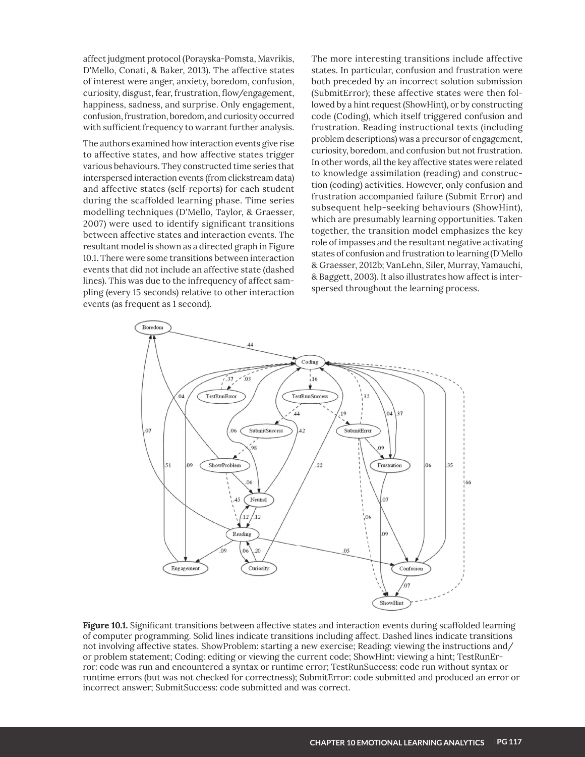affect judgment protocol (Porayska-Pomsta, Mavrikis, D'Mello, Conati, & Baker, 2013). The affective states of interest were anger, anxiety, boredom, confusion, curiosity, disgust, fear, frustration, flow/engagement, happiness, sadness, and surprise. Only engagement, confusion, frustration, boredom, and curiosity occurred with sufficient frequency to warrant further analysis.

The authors examined how interaction events give rise to affective states, and how affective states trigger various behaviours. They constructed time series that interspersed interaction events (from clickstream data) and affective states (self-reports) for each student during the scaffolded learning phase. Time series modelling techniques (D'Mello, Taylor, & Graesser, 2007) were used to identify significant transitions between affective states and interaction events. The resultant model is shown as a directed graph in Figure 10.1. There were some transitions between interaction events that did not include an affective state (dashed lines). This was due to the infrequency of affect sampling (every 15 seconds) relative to other interaction events (as frequent as 1 second).

The more interesting transitions include affective states. In particular, confusion and frustration were both preceded by an incorrect solution submission (SubmitError); these affective states were then followed by a hint request (ShowHint), or by constructing code (Coding), which itself triggered confusion and frustration. Reading instructional texts (including problem descriptions) was a precursor of engagement, curiosity, boredom, and confusion but not frustration. In other words, all the key affective states were related to knowledge assimilation (reading) and construction (coding) activities. However, only confusion and frustration accompanied failure (Submit Error) and subsequent help-seeking behaviours (ShowHint), which are presumably learning opportunities. Taken together, the transition model emphasizes the key role of impasses and the resultant negative activating states of confusion and frustration to learning (D'Mello & Graesser, 2012b; VanLehn, Siler, Murray, Yamauchi, & Baggett, 2003). It also illustrates how affect is interspersed throughout the learning process.

**Figure 10.1.** Significant transitions between affective states and interaction events during scaffolded learning of computer programming. Solid lines indicate transitions including affect. Dashed lines indicate transitions not involving affective states. ShowProblem: starting a new exercise; Reading: viewing the instructions and/or problem statement; Coding: editing or viewing the current code; ShowHint: viewing a hint; TestRunError: code was run and encountered a syntax or runtime error; TestRunSuccess: code run without syntax or runtime errors (but was not checked for correctness); SubmitError: code submitted and produced an error or incorrect answer; SubmitSuccess: code submitted and was correct.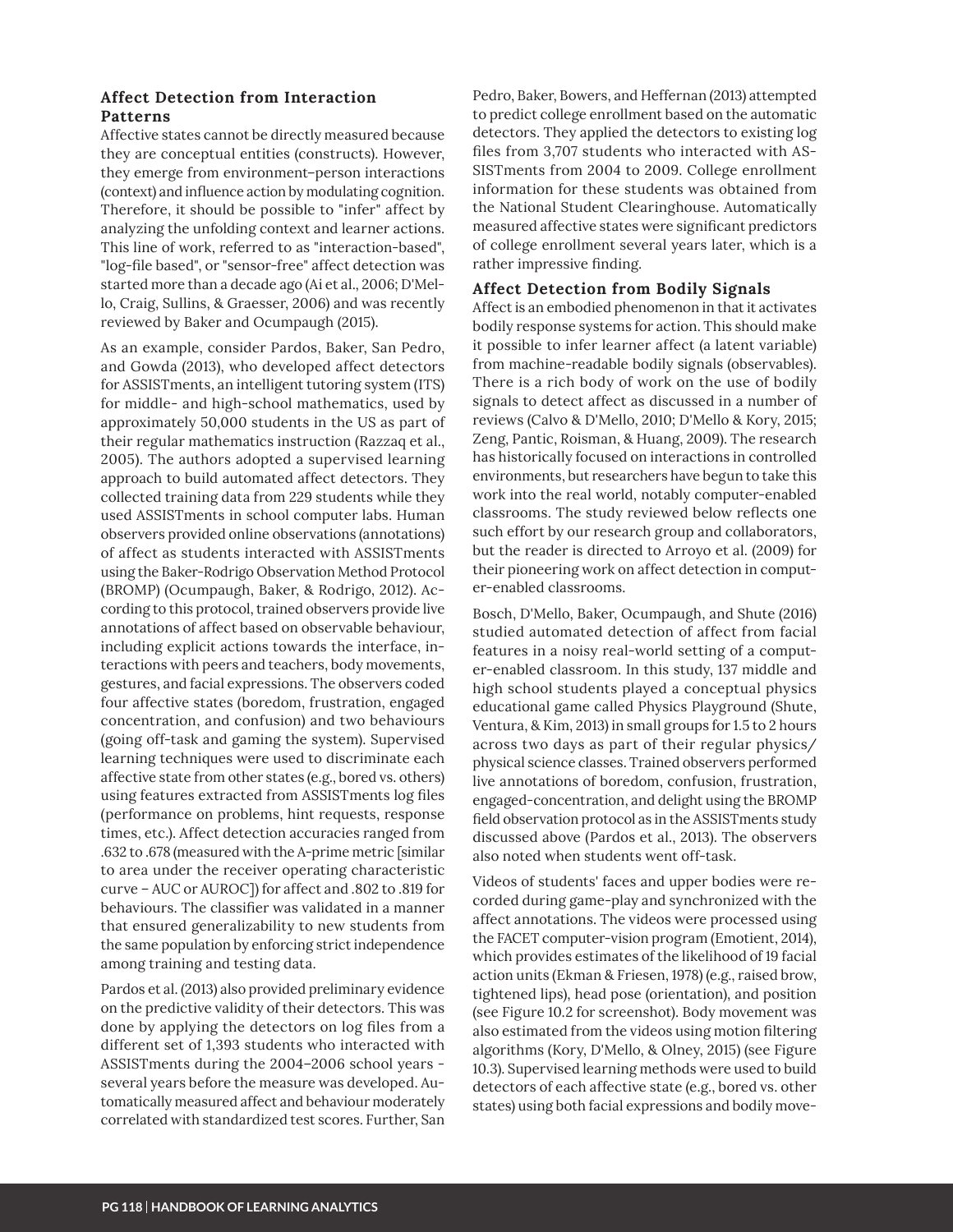### Affect Detection from Interaction Patterns

Affective states cannot be directly measured because they are conceptual entities (constructs). However, they emerge from environment–person interactions (context) and influence action by modulating cognition. Therefore, it should be possible to "infer" affect by analyzing the unfolding context and learner actions. This line of work, referred to as "interaction-based", "log-file based", or "sensor-free" affect detection was started more than a decade ago (Ai et al., 2006; D'Mello, Craig, Sullins, & Graesser, 2006) and was recently reviewed by Baker and Ocumpaugh (2015).

As an example, consider Pardos, Baker, San Pedro, and Gowda (2013), who developed affect detectors for ASSISTments, an intelligent tutoring system (ITS) for middle- and high-school mathematics, used by approximately 50,000 students in the US as part of their regular mathematics instruction (Razzaq et al., 2005). The authors adopted a supervised learning approach to build automated affect detectors. They collected training data from 229 students while they used ASSISTments in school computer labs. Human observers provided online observations (annotations) of affect as students interacted with ASSISTments using the Baker-Rodrigo Observation Method Protocol (BROMP) (Ocumpaugh, Baker, & Rodrigo, 2012). According to this protocol, trained observers provide live annotations of affect based on observable behaviour, including explicit actions towards the interface, interactions with peers and teachers, body movements, gestures, and facial expressions. The observers coded four affective states (boredom, frustration, engaged concentration, and confusion) and two behaviours (going off-task and gaming the system). Supervised learning techniques were used to discriminate each affective state from other states (e.g., bored vs. others) using features extracted from ASSISTments log files (performance on problems, hint requests, response times, etc.). Affect detection accuracies ranged from .632 to .678 (measured with the A-prime metric [similar to area under the receiver operating characteristic curve – AUC or AUROC]) for affect and .802 to .819 for behaviours. The classifier was validated in a manner that ensured generalizability to new students from the same population by enforcing strict independence among training and testing data.

Pardos et al. (2013) also provided preliminary evidence on the predictive validity of their detectors. This was done by applying the detectors on log files from a different set of 1,393 students who interacted with ASSISTments during the 2004–2006 school years - several years before the measure was developed. Automatically measured affect and behaviour moderately correlated with standardized test scores. Further, San Pedro, Baker, Bowers, and Heffernan (2013) attempted to predict college enrollment based on the automatic detectors. They applied the detectors to existing log files from 3,707 students who interacted with ASSISTments from 2004 to 2009. College enrollment information for these students was obtained from the National Student Clearinghouse. Automatically measured affective states were significant predictors of college enrollment several years later, which is a rather impressive finding.

### Affect Detection from Bodily Signals

Affect is an embodied phenomenon in that it activates bodily response systems for action. This should make it possible to infer learner affect (a latent variable) from machine-readable bodily signals (observables). There is a rich body of work on the use of bodily signals to detect affect as discussed in a number of reviews (Calvo & D'Mello, 2010; D'Mello & Kory, 2015; Zeng, Pantic, Roisman, & Huang, 2009). The research has historically focused on interactions in controlled environments, but researchers have begun to take this work into the real world, notably computer-enabled classrooms. The study reviewed below reflects one such effort by our research group and collaborators, but the reader is directed to Arroyo et al. (2009) for their pioneering work on affect detection in computer-enabled classrooms.

Bosch, D'Mello, Baker, Ocumpaugh, and Shute (2016) studied automated detection of affect from facial features in a noisy real-world setting of a computer-enabled classroom. In this study, 137 middle and high school students played a conceptual physics educational game called Physics Playground (Shute, Ventura, & Kim, 2013) in small groups for 1.5 to 2 hours across two days as part of their regular physics/physical science classes. Trained observers performed live annotations of boredom, confusion, frustration, engaged-concentration, and delight using the BROMP field observation protocol as in the ASSISTments study discussed above (Pardos et al., 2013). The observers also noted when students went off-task.

Videos of students' faces and upper bodies were recorded during game-play and synchronized with the affect annotations. The videos were processed using the FACET computer-vision program (Emotient, 2014), which provides estimates of the likelihood of 19 facial action units (Ekman & Friesen, 1978) (e.g., raised brow, tightened lips), head pose (orientation), and position (see Figure 10.2 for screenshot). Body movement was also estimated from the videos using motion filtering algorithms (Kory, D'Mello, & Olney, 2015) (see Figure 10.3). Supervised learning methods were used to build detectors of each affective state (e.g., bored vs. other states) using both facial expressions and bodily move-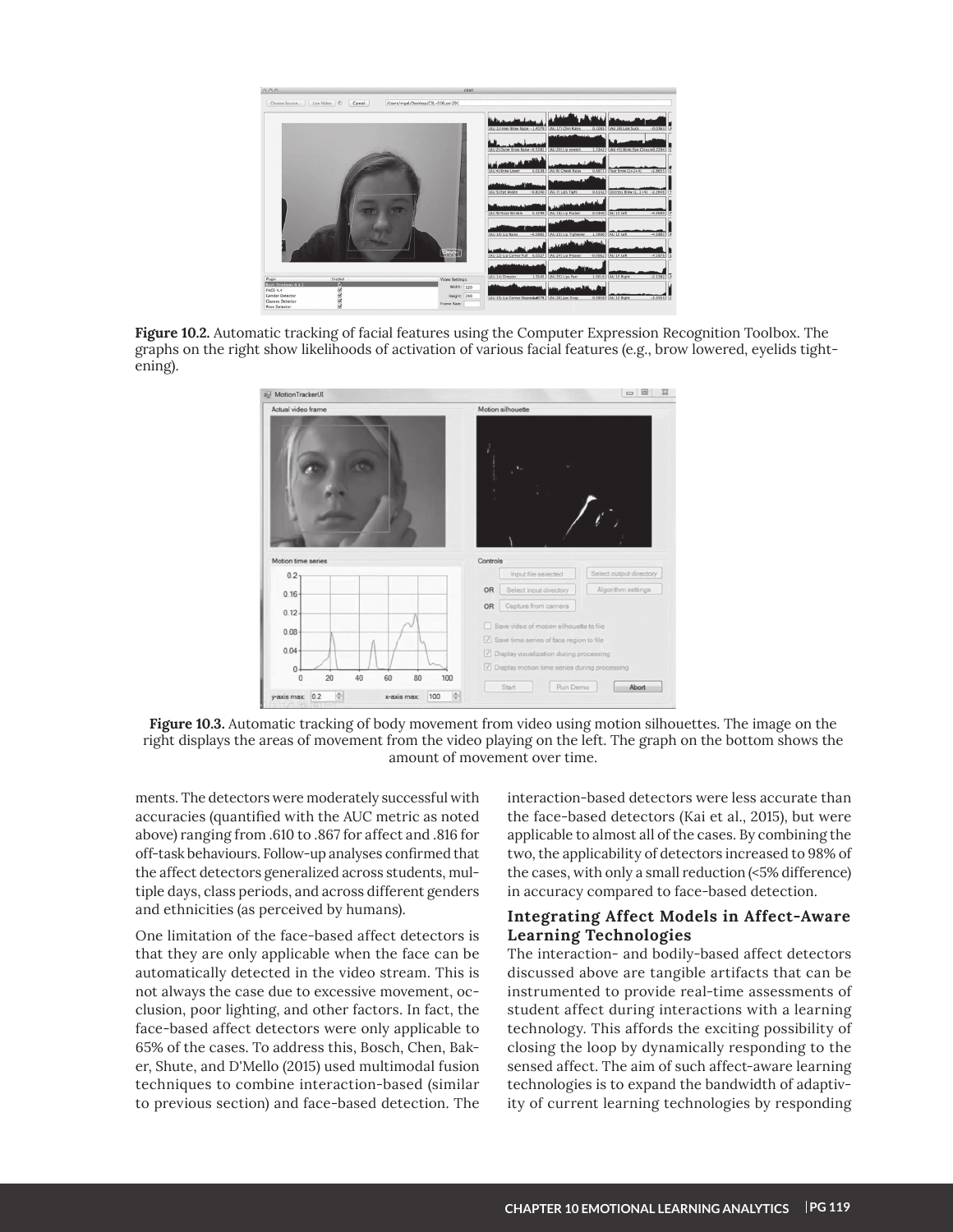**Figure 10.2.** Automatic tracking of facial features using the Computer Expression Recognition Toolbox. The graphs on the right show likelihoods of activation of various facial features (e.g., brow lowered, eyelids tightening).

**Figure 10.3.** Automatic tracking of body movement from video using motion silhouettes. The image on the right displays the areas of movement from the video playing on the left. The graph on the bottom shows the amount of movement over time.

ments. The detectors were moderately successful with accuracies (quantified with the AUC metric as noted above) ranging from .610 to .867 for affect and .816 for off-task behaviours. Follow-up analyses confirmed that the affect detectors generalized across students, multiple days, class periods, and across different genders and ethnicities (as perceived by humans).

One limitation of the face-based affect detectors is that they are only applicable when the face can be automatically detected in the video stream. This is not always the case due to excessive movement, occlusion, poor lighting, and other factors. In fact, the face-based affect detectors were only applicable to 65% of the cases. To address this, Bosch, Chen, Baker, Shute, and D'Mello (2015) used multimodal fusion techniques to combine interaction-based (similar to previous section) and face-based detection. The interaction-based detectors were less accurate than the face-based detectors (Kai et al., 2015), but were applicable to almost all of the cases. By combining the two, the applicability of detectors increased to 98% of the cases, with only a small reduction (<5% difference) in accuracy compared to face-based detection.

### Integrating Affect Models in Affect-Aware Learning Technologies

The interaction- and bodily-based affect detectors discussed above are tangible artifacts that can be instrumented to provide real-time assessments of student affect during interactions with a learning technology. This affords the exciting possibility of closing the loop by dynamically responding to the sensed affect. The aim of such affect-aware learning technologies is to expand the bandwidth of adaptivity of current learning technologies by responding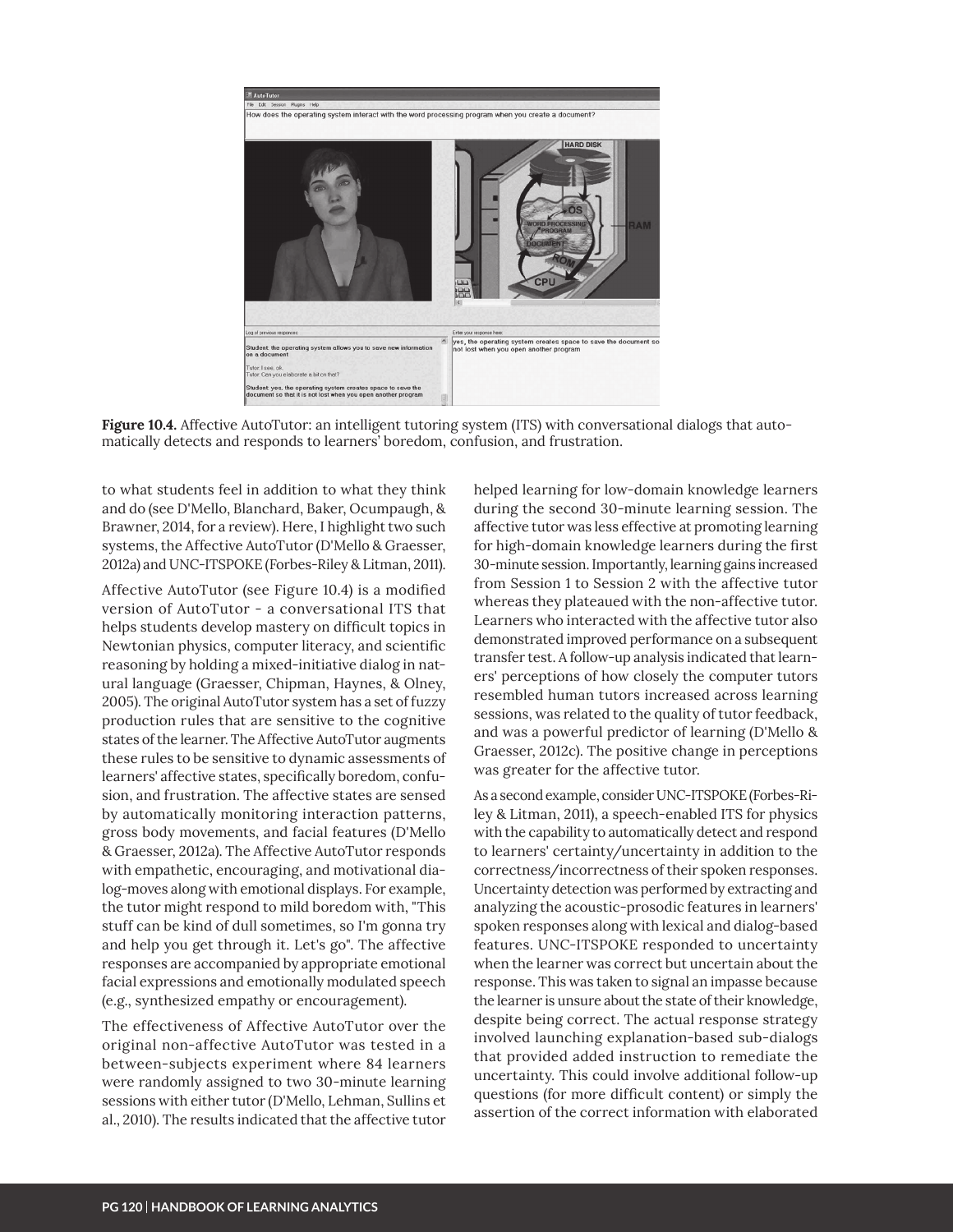**Figure 10.4.** Affective AutoTutor: an intelligent tutoring system (ITS) with conversational dialogs that automatically detects and responds to learners' boredom, confusion, and frustration.

to what students feel in addition to what they think and do (see D'Mello, Blanchard, Baker, Ocumpaugh, & Brawner, 2014, for a review). Here, I highlight two such systems, the Affective AutoTutor (D'Mello & Graesser, 2012a) and UNC-ITSPOKE (Forbes-Riley & Litman, 2011).

Affective AutoTutor (see Figure 10.4) is a modified version of AutoTutor - a conversational ITS that helps students develop mastery on difficult topics in Newtonian physics, computer literacy, and scientific reasoning by holding a mixed-initiative dialog in natural language (Graesser, Chipman, Haynes, & Olney, 2005). The original AutoTutor system has a set of fuzzy production rules that are sensitive to the cognitive states of the learner. The Affective AutoTutor augments these rules to be sensitive to dynamic assessments of learners' affective states, specifically boredom, confusion, and frustration. The affective states are sensed by automatically monitoring interaction patterns, gross body movements, and facial features (D'Mello & Graesser, 2012a). The Affective AutoTutor responds with empathetic, encouraging, and motivational dialog-moves along with emotional displays. For example, the tutor might respond to mild boredom with, "This stuff can be kind of dull sometimes, so I'm gonna try and help you get through it. Let's go". The affective responses are accompanied by appropriate emotional facial expressions and emotionally modulated speech (e.g., synthesized empathy or encouragement).

The effectiveness of Affective AutoTutor over the original non-affective AutoTutor was tested in a between-subjects experiment where 84 learners were randomly assigned to two 30-minute learning sessions with either tutor (D'Mello, Lehman, Sullins et al., 2010). The results indicated that the affective tutor helped learning for low-domain knowledge learners during the second 30-minute learning session. The affective tutor was less effective at promoting learning for high-domain knowledge learners during the first 30-minute session. Importantly, learning gains increased from Session 1 to Session 2 with the affective tutor whereas they plateaued with the non-affective tutor. Learners who interacted with the affective tutor also demonstrated improved performance on a subsequent transfer test. A follow-up analysis indicated that learners' perceptions of how closely the computer tutors resembled human tutors increased across learning sessions, was related to the quality of tutor feedback, and was a powerful predictor of learning (D'Mello & Graesser, 2012c). The positive change in perceptions was greater for the affective tutor.

As a second example, consider UNC-ITSPOKE (Forbes-Riley & Litman, 2011), a speech-enabled ITS for physics with the capability to automatically detect and respond to learners' certainty/uncertainty in addition to the correctness/incorrectness of their spoken responses. Uncertainty detection was performed by extracting and analyzing the acoustic-prosodic features in learners' spoken responses along with lexical and dialog-based features. UNC-ITSPOKE responded to uncertainty when the learner was correct but uncertain about the response. This was taken to signal an impasse because the learner is unsure about the state of their knowledge, despite being correct. The actual response strategy involved launching explanation-based sub-dialogs that provided added instruction to remediate the uncertainty. This could involve additional follow-up questions (for more difficult content) or simply the assertion of the correct information with elaborated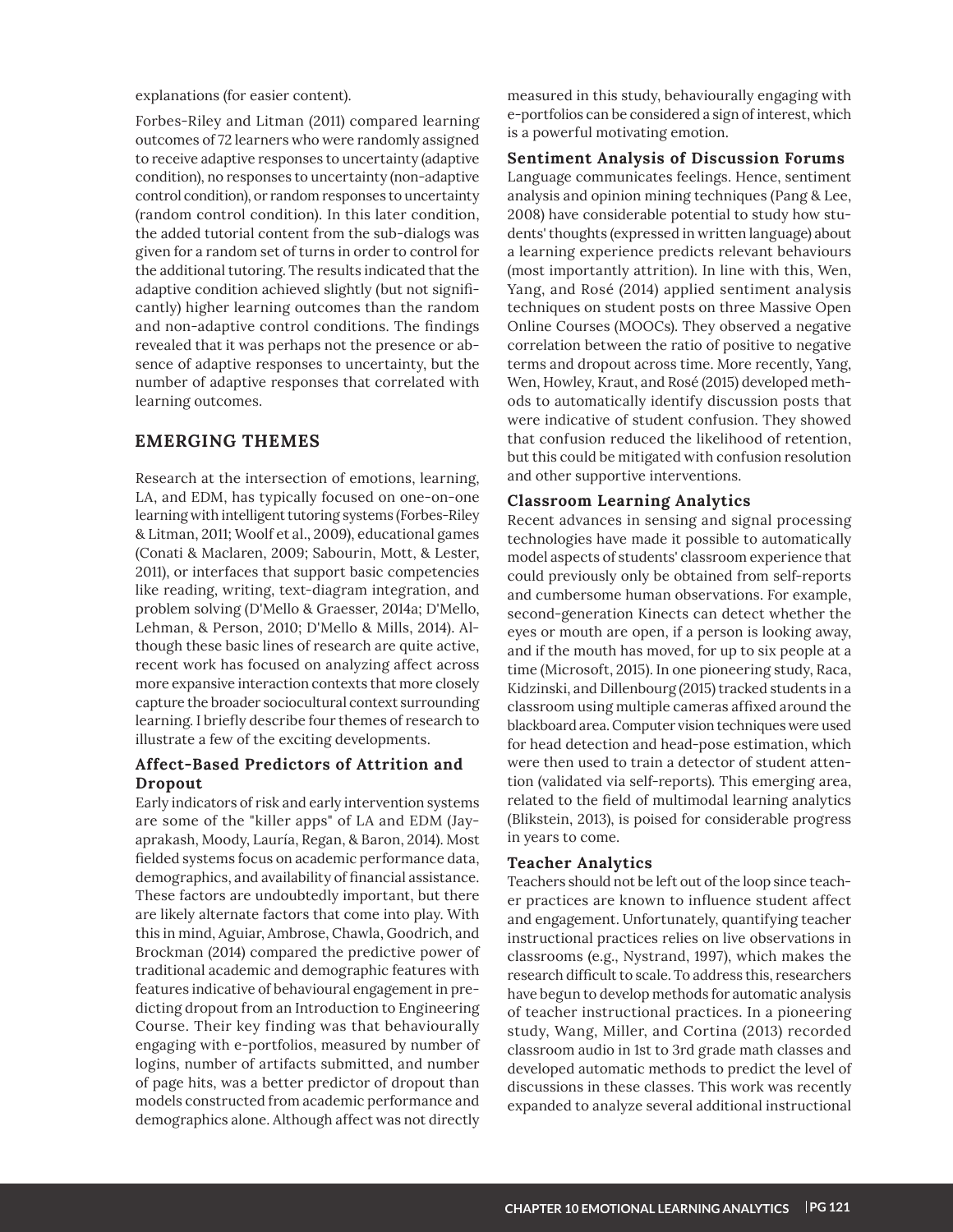explanations (for easier content).

Forbes-Riley and Litman (2011) compared learning outcomes of 72 learners who were randomly assigned to receive adaptive responses to uncertainty (adaptive condition), no responses to uncertainty (non-adaptive control condition), or random responses to uncertainty (random control condition). In this later condition, the added tutorial content from the sub-dialogs was given for a random set of turns in order to control for the additional tutoring. The results indicated that the adaptive condition achieved slightly (but not significantly) higher learning outcomes than the random and non-adaptive control conditions. The findings revealed that it was perhaps not the presence or absence of adaptive responses to uncertainty, but the number of adaptive responses that correlated with learning outcomes.

## EMERGING THEMES

Research at the intersection of emotions, learning, LA, and EDM, has typically focused on one-on-one learning with intelligent tutoring systems (Forbes-Riley & Litman, 2011; Woolf et al., 2009), educational games (Conati & Maclaren, 2009; Sabourin, Mott, & Lester, 2011), or interfaces that support basic competencies like reading, writing, text-diagram integration, and problem solving (D'Mello & Graesser, 2014a; D'Mello, Lehman, & Person, 2010; D'Mello & Mills, 2014). Although these basic lines of research are quite active, recent work has focused on analyzing affect across more expansive interaction contexts that more closely capture the broader sociocultural context surrounding learning. I briefly describe four themes of research to illustrate a few of the exciting developments.

### Affect-Based Predictors of Attrition and Dropout

Early indicators of risk and early intervention systems are some of the "killer apps" of LA and EDM (Jayaprakash, Moody, Lauría, Regan, & Baron, 2014). Most fielded systems focus on academic performance data, demographics, and availability of financial assistance. These factors are undoubtedly important, but there are likely alternate factors that come into play. With this in mind, Aguiar, Ambrose, Chawla, Goodrich, and Brockman (2014) compared the predictive power of traditional academic and demographic features with features indicative of behavioural engagement in predicting dropout from an Introduction to Engineering Course. Their key finding was that behaviourally engaging with e-portfolios, measured by number of logins, number of artifacts submitted, and number of page hits, was a better predictor of dropout than models constructed from academic performance and demographics alone. Although affect was not directly measured in this study, behaviourally engaging with e-portfolios can be considered a sign of interest, which is a powerful motivating emotion.

### Sentiment Analysis of Discussion Forums

Language communicates feelings. Hence, sentiment analysis and opinion mining techniques (Pang & Lee, 2008) have considerable potential to study how students' thoughts (expressed in written language) about a learning experience predicts relevant behaviours (most importantly attrition). In line with this, Wen, Yang, and Rosé (2014) applied sentiment analysis techniques on student posts on three Massive Open Online Courses (MOOCs). They observed a negative correlation between the ratio of positive to negative terms and dropout across time. More recently, Yang, Wen, Howley, Kraut, and Rosé (2015) developed methods to automatically identify discussion posts that were indicative of student confusion. They showed that confusion reduced the likelihood of retention, but this could be mitigated with confusion resolution and other supportive interventions.

### Classroom Learning Analytics

Recent advances in sensing and signal processing technologies have made it possible to automatically model aspects of students' classroom experience that could previously only be obtained from self-reports and cumbersome human observations. For example, second-generation Kinects can detect whether the eyes or mouth are open, if a person is looking away, and if the mouth has moved, for up to six people at a time (Microsoft, 2015). In one pioneering study, Raca, Kidzinski, and Dillenbourg (2015) tracked students in a classroom using multiple cameras affixed around the blackboard area. Computer vision techniques were used for head detection and head-pose estimation, which were then used to train a detector of student attention (validated via self-reports). This emerging area, related to the field of multimodal learning analytics (Blikstein, 2013), is poised for considerable progress in years to come.

### Teacher Analytics

Teachers should not be left out of the loop since teacher practices are known to influence student affect and engagement. Unfortunately, quantifying teacher instructional practices relies on live observations in classrooms (e.g., Nystrand, 1997), which makes the research difficult to scale. To address this, researchers have begun to develop methods for automatic analysis of teacher instructional practices. In a pioneering study, Wang, Miller, and Cortina (2013) recorded classroom audio in 1st to 3rd grade math classes and developed automatic methods to predict the level of discussions in these classes. This work was recently expanded to analyze several additional instructional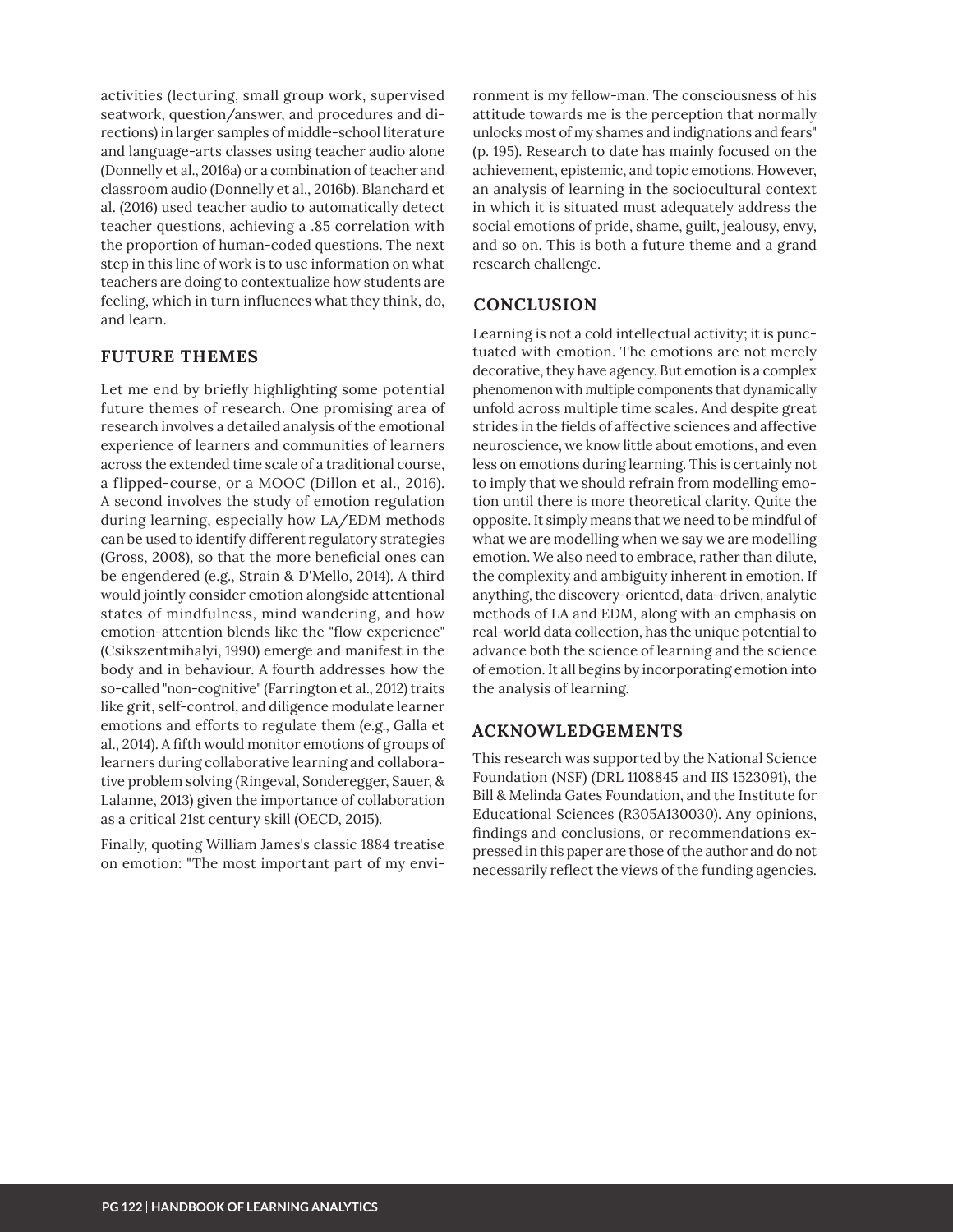activities (lecturing, small group work, supervised seatwork, question/answer, and procedures and directions) in larger samples of middle-school literature and language-arts classes using teacher audio alone (Donnelly et al., 2016a) or a combination of teacher and classroom audio (Donnelly et al., 2016b). Blanchard et al. (2016) used teacher audio to automatically detect teacher questions, achieving a .85 correlation with the proportion of human-coded questions. The next step in this line of work is to use information on what teachers are doing to contextualize how students are feeling, which in turn influences what they think, do, and learn.

## FUTURE THEMES

Let me end by briefly highlighting some potential future themes of research. One promising area of research involves a detailed analysis of the emotional experience of learners and communities of learners across the extended time scale of a traditional course, a flipped-course, or a MOOC (Dillon et al., 2016). A second involves the study of emotion regulation during learning, especially how LA/EDM methods can be used to identify different regulatory strategies (Gross, 2008), so that the more beneficial ones can be engendered (e.g., Strain & D'Mello, 2014). A third would jointly consider emotion alongside attentional states of mindfulness, mind wandering, and how emotion-attention blends like the "flow experience" (Csikszentmihalyi, 1990) emerge and manifest in the body and in behaviour. A fourth addresses how the so-called "non-cognitive" (Farrington et al., 2012) traits like grit, self-control, and diligence modulate learner emotions and efforts to regulate them (e.g., Galla et al., 2014). A fifth would monitor emotions of groups of learners during collaborative learning and collaborative problem solving (Ringeval, Sonderegger, Sauer, & Lalanne, 2013) given the importance of collaboration as a critical 21st century skill (OECD, 2015).

Finally, quoting William James's classic 1884 treatise on emotion: "The most important part of my environment is my fellow-man. The consciousness of his attitude towards me is the perception that normally unlocks most of my shames and indignations and fears" (p. 195). Research to date has mainly focused on the achievement, epistemic, and topic emotions. However, an analysis of learning in the sociocultural context in which it is situated must adequately address the social emotions of pride, shame, guilt, jealousy, envy, and so on. This is both a future theme and a grand research challenge.

## CONCLUSION

Learning is not a cold intellectual activity; it is punctuated with emotion. The emotions are not merely decorative, they have agency. But emotion is a complex phenomenon with multiple components that dynamically unfold across multiple time scales. And despite great strides in the fields of affective sciences and affective neuroscience, we know little about emotions, and even less on emotions during learning. This is certainly not to imply that we should refrain from modelling emotion until there is more theoretical clarity. Quite the opposite. It simply means that we need to be mindful of what we are modelling when we say we are modelling emotion. We also need to embrace, rather than dilute, the complexity and ambiguity inherent in emotion. If anything, the discovery-oriented, data-driven, analytic methods of LA and EDM, along with an emphasis on real-world data collection, has the unique potential to advance both the science of learning and the science of emotion. It all begins by incorporating emotion into the analysis of learning.

## ACKNOWLEDGEMENTS

This research was supported by the National Science Foundation (NSF) (DRL 1108845 and IIS 1523091), the Bill & Melinda Gates Foundation, and the Institute for Educational Sciences (R305A130030). Any opinions, findings and conclusions, or recommendations expressed in this paper are those of the author and do not necessarily reflect the views of the funding agencies.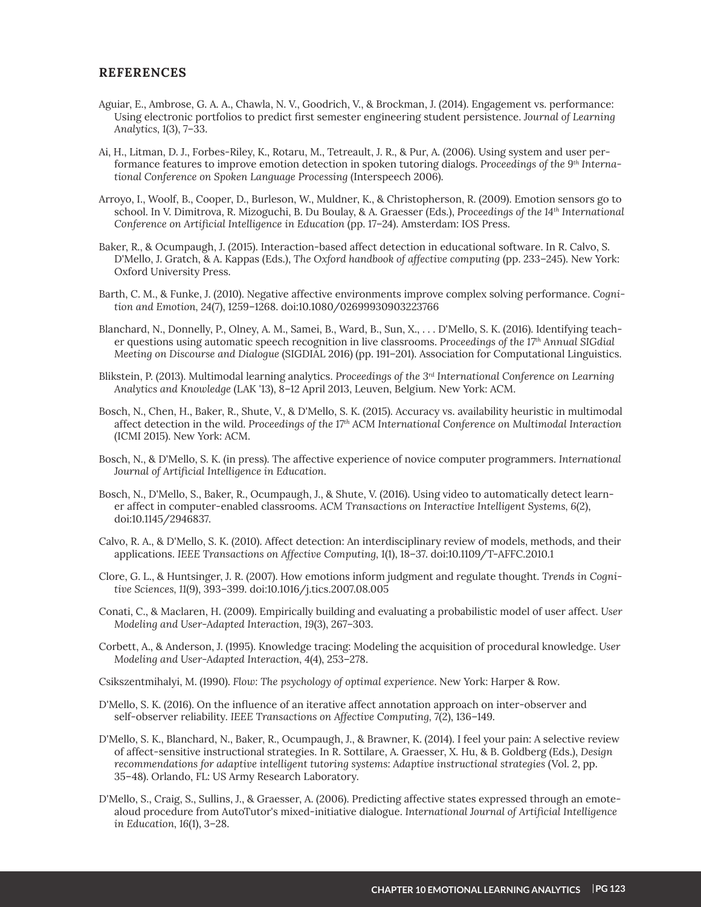## REFERENCES

Aguiar, E., Ambrose, G. A. A., Chawla, N. V., Goodrich, V., & Brockman, J. (2014). Engagement vs. performance: Using electronic portfolios to predict first semester engineering student persistence. *Journal of Learning Analytics*, *1*(3), 7–33.

Ai, H., Litman, D. J., Forbes-Riley, K., Rotaru, M., Tetreault, J. R., & Pur, A. (2006). Using system and user performance features to improve emotion detection in spoken tutoring dialogs. *Proceedings of the 9th International Conference on Spoken Language Processing* (Interspeech 2006).

Arroyo, I., Woolf, B., Cooper, D., Burleson, W., Muldner, K., & Christopherson, R. (2009). Emotion sensors go to school. In V. Dimitrova, R. Mizoguchi, B. Du Boulay, & A. Graesser (Eds.), *Proceedings of the 14th International Conference on Artificial Intelligence in Education* (pp. 17–24). Amsterdam: IOS Press.

Baker, R., & Ocumpaugh, J. (2015). Interaction-based affect detection in educational software. In R. Calvo, S. D'Mello, J. Gratch, & A. Kappas (Eds.), *The Oxford handbook of affective computing* (pp. 233–245). New York: Oxford University Press.

Barth, C. M., & Funke, J. (2010). Negative affective environments improve complex solving performance. *Cognition and Emotion*, *24*(7), 1259–1268. doi:10.1080/02699930903223766

Blanchard, N., Donnelly, P., Olney, A. M., Samei, B., Ward, B., Sun, X., . . . D'Mello, S. K. (2016). Identifying teacher questions using automatic speech recognition in live classrooms. *Proceedings of the 17th Annual SIGdial Meeting on Discourse and Dialogue* (SIGDIAL 2016) (pp. 191–201). Association for Computational Linguistics.

Blikstein, P. (2013). Multimodal learning analytics. *Proceedings of the 3rd International Conference on Learning Analytics and Knowledge* (LAK '13), 8–12 April 2013, Leuven, Belgium. New York: ACM.

Bosch, N., Chen, H., Baker, R., Shute, V., & D'Mello, S. K. (2015). Accuracy vs. availability heuristic in multimodal affect detection in the wild. *Proceedings of the 17th ACM International Conference on Multimodal Interaction* (ICMI 2015). New York: ACM.

Bosch, N., & D'Mello, S. K. (in press). The affective experience of novice computer programmers. *International Journal of Artificial Intelligence in Education*.

Bosch, N., D'Mello, S., Baker, R., Ocumpaugh, J., & Shute, V. (2016). Using video to automatically detect learner affect in computer-enabled classrooms. *ACM Transactions on Interactive Intelligent Systems*, *6*(2), doi:10.1145/2946837.

Calvo, R. A., & D'Mello, S. K. (2010). Affect detection: An interdisciplinary review of models, methods, and their applications. *IEEE Transactions on Affective Computing*, *1*(1), 18–37. doi:10.1109/T-AFFC.2010.1

Clore, G. L., & Huntsinger, J. R. (2007). How emotions inform judgment and regulate thought. *Trends in Cognitive Sciences*, *11*(9), 393–399. doi:10.1016/j.tics.2007.08.005

Conati, C., & Maclaren, H. (2009). Empirically building and evaluating a probabilistic model of user affect. *User Modeling and User-Adapted Interaction*, *19*(3), 267–303.

Corbett, A., & Anderson, J. (1995). Knowledge tracing: Modeling the acquisition of procedural knowledge. *User Modeling and User-Adapted Interaction*, *4*(4), 253–278.

Csikszentmihalyi, M. (1990). *Flow: The psychology of optimal experience*. New York: Harper & Row.

D'Mello, S. K. (2016). On the influence of an iterative affect annotation approach on inter-observer and self-observer reliability. *IEEE Transactions on Affective Computing*, *7*(2), 136–149.

D'Mello, S. K., Blanchard, N., Baker, R., Ocumpaugh, J., & Brawner, K. (2014). I feel your pain: A selective review of affect-sensitive instructional strategies. In R. Sottilare, A. Graesser, X. Hu, & B. Goldberg (Eds.), *Design recommendations for adaptive intelligent tutoring systems: Adaptive instructional strategies* (Vol. 2, pp. 35–48). Orlando, FL: US Army Research Laboratory.

D'Mello, S., Craig, S., Sullins, J., & Graesser, A. (2006). Predicting affective states expressed through an emote-aloud procedure from AutoTutor's mixed-initiative dialogue. *International Journal of Artificial Intelligence in Education*, *16*(1), 3–28.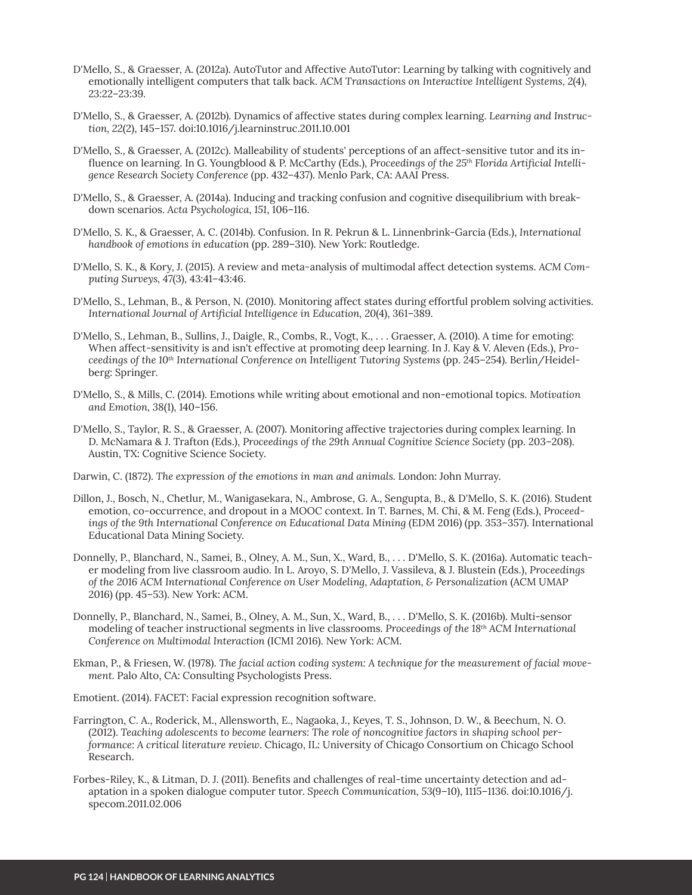D'Mello, S., & Graesser, A. (2012a). AutoTutor and Affective AutoTutor: Learning by talking with cognitively and emotionally intelligent computers that talk back. *ACM Transactions on Interactive Intelligent Systems*, *2*(4), 23:22–23:39.

D'Mello, S., & Graesser, A. (2012b). Dynamics of affective states during complex learning. *Learning and Instruction*, *22*(2), 145–157. doi:10.1016/j.learninstruc.2011.10.001

D'Mello, S., & Graesser, A. (2012c). Malleability of students' perceptions of an affect-sensitive tutor and its influence on learning. In G. Youngblood & P. McCarthy (Eds.), *Proceedings of the 25th Florida Artificial Intelligence Research Society Conference* (pp. 432–437). Menlo Park, CA: AAAI Press.

D'Mello, S., & Graesser, A. (2014a). Inducing and tracking confusion and cognitive disequilibrium with breakdown scenarios. *Acta Psychologica*, *151*, 106–116.

D'Mello, S. K., & Graesser, A. C. (2014b). Confusion. In R. Pekrun & L. Linnenbrink-Garcia (Eds.), *International handbook of emotions in education* (pp. 289–310). New York: Routledge.

D'Mello, S. K., & Kory, J. (2015). A review and meta-analysis of multimodal affect detection systems. *ACM Computing Surveys*, *47*(3), 43:41–43:46.

D'Mello, S., Lehman, B., & Person, N. (2010). Monitoring affect states during effortful problem solving activities. *International Journal of Artificial Intelligence in Education*, *20*(4), 361–389.

D'Mello, S., Lehman, B., Sullins, J., Daigle, R., Combs, R., Vogt, K., . . . Graesser, A. (2010). A time for emoting: When affect-sensitivity is and isn't effective at promoting deep learning. In J. Kay & V. Aleven (Eds.), *Proceedings of the 10th International Conference on Intelligent Tutoring Systems* (pp. 245–254). Berlin/Heidelberg: Springer.

D'Mello, S., & Mills, C. (2014). Emotions while writing about emotional and non-emotional topics. *Motivation and Emotion*, *38*(1), 140–156.

D'Mello, S., Taylor, R. S., & Graesser, A. (2007). Monitoring affective trajectories during complex learning. In D. McNamara & J. Trafton (Eds.), *Proceedings of the 29th Annual Cognitive Science Society* (pp. 203–208). Austin, TX: Cognitive Science Society.

Darwin, C. (1872). *The expression of the emotions in man and animals.* London: John Murray.

Dillon, J., Bosch, N., Chetlur, M., Wanigasekara, N., Ambrose, G. A., Sengupta, B., & D'Mello, S. K. (2016). Student emotion, co-occurrence, and dropout in a MOOC context. In T. Barnes, M. Chi, & M. Feng (Eds.), *Proceedings of the 9th International Conference on Educational Data Mining* (EDM 2016) (pp. 353–357). International Educational Data Mining Society.

Donnelly, P., Blanchard, N., Samei, B., Olney, A. M., Sun, X., Ward, B., . . . D'Mello, S. K. (2016a). Automatic teacher modeling from live classroom audio. In L. Aroyo, S. D'Mello, J. Vassileva, & J. Blustein (Eds.), *Proceedings of the 2016 ACM International Conference on User Modeling, Adaptation, & Personalization* (ACM UMAP 2016) (pp. 45–53). New York: ACM.

Donnelly, P., Blanchard, N., Samei, B., Olney, A. M., Sun, X., Ward, B., . . . D'Mello, S. K. (2016b). Multi-sensor modeling of teacher instructional segments in live classrooms. *Proceedings of the 18th ACM International Conference on Multimodal Interaction* (ICMI 2016). New York: ACM.

Ekman, P., & Friesen, W. (1978). *The facial action coding system: A technique for the measurement of facial movement.* Palo Alto, CA: Consulting Psychologists Press.

Emotient. (2014). FACET: Facial expression recognition software.

Farrington, C. A., Roderick, M., Allensworth, E., Nagaoka, J., Keyes, T. S., Johnson, D. W., & Beechum, N. O. (2012). *Teaching adolescents to become learners: The role of noncognitive factors in shaping school performance: A critical literature review*. Chicago, IL: University of Chicago Consortium on Chicago School Research.

Forbes-Riley, K., & Litman, D. J. (2011). Benefits and challenges of real-time uncertainty detection and adaptation in a spoken dialogue computer tutor. *Speech Communication*, *53*(9–10), 1115–1136. doi:10.1016/j.specom.2011.02.006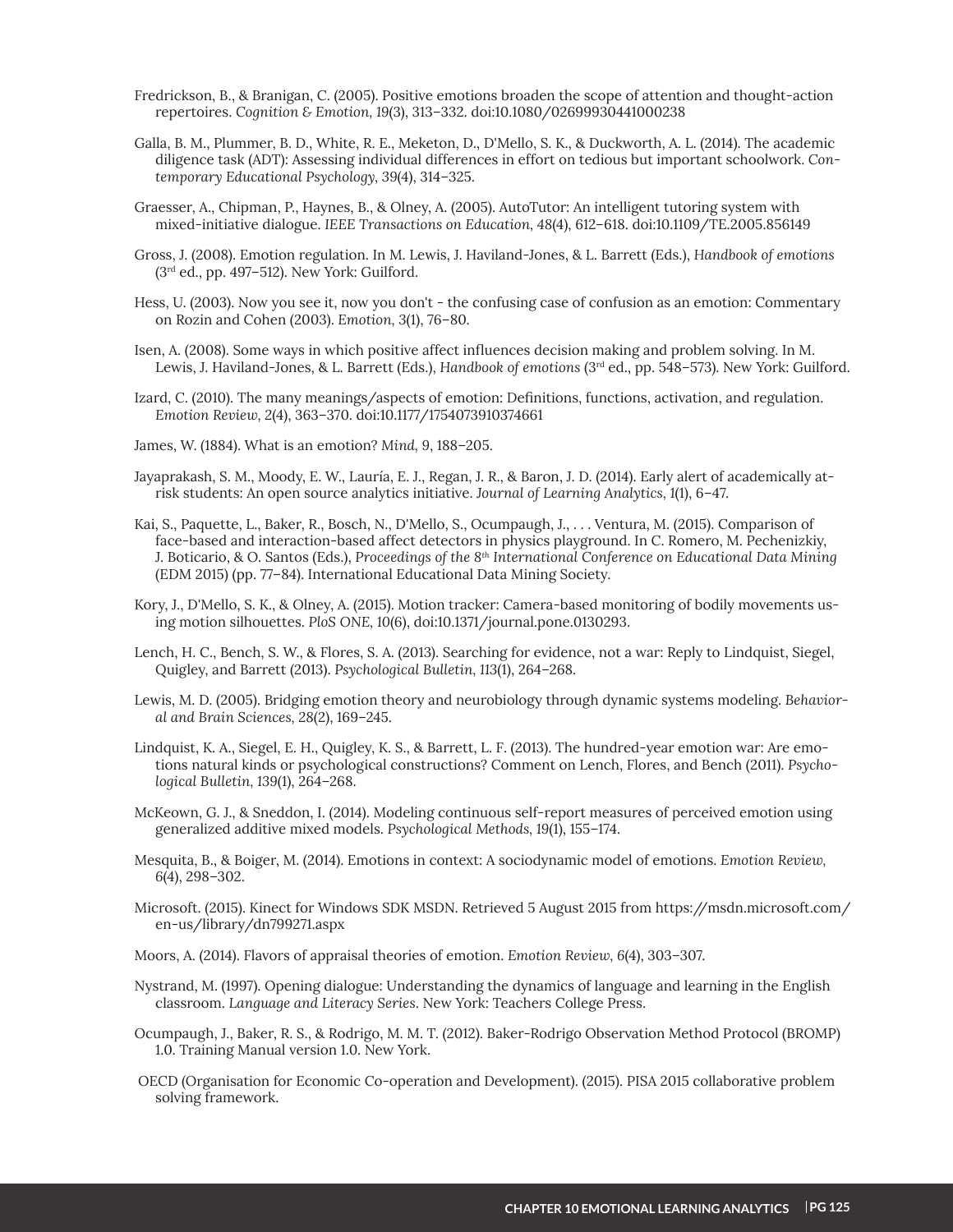Fredrickson, B., & Branigan, C. (2005). Positive emotions broaden the scope of attention and thought-action repertoires. *Cognition & Emotion*, *19*(3), 313–332. doi:10.1080/02699930441000238

Galla, B. M., Plummer, B. D., White, R. E., Meketon, D., D'Mello, S. K., & Duckworth, A. L. (2014). The academic diligence task (ADT): Assessing individual differences in effort on tedious but important schoolwork. *Contemporary Educational Psychology*, *39*(4), 314–325.

Graesser, A., Chipman, P., Haynes, B., & Olney, A. (2005). AutoTutor: An intelligent tutoring system with mixed-initiative dialogue. *IEEE Transactions on Education*, *48*(4), 612–618. doi:10.1109/TE.2005.856149

Gross, J. (2008). Emotion regulation. In M. Lewis, J. Haviland-Jones, & L. Barrett (Eds.), *Handbook of emotions* (3rd ed., pp. 497–512). New York: Guilford.

Hess, U. (2003). Now you see it, now you don't - the confusing case of confusion as an emotion: Commentary on Rozin and Cohen (2003). *Emotion*, *3*(1), 76–80.

Isen, A. (2008). Some ways in which positive affect influences decision making and problem solving. In M. Lewis, J. Haviland-Jones, & L. Barrett (Eds.), *Handbook of emotions* (3rd ed., pp. 548–573). New York: Guilford.

Izard, C. (2010). The many meanings/aspects of emotion: Definitions, functions, activation, and regulation. *Emotion Review*, *2*(4), 363–370. doi:10.1177/1754073910374661

James, W. (1884). What is an emotion? *Mind*, *9*, 188–205.

Jayaprakash, S. M., Moody, E. W., Lauría, E. J., Regan, J. R., & Baron, J. D. (2014). Early alert of academically at-risk students: An open source analytics initiative. *Journal of Learning Analytics*, *1*(1), 6–47.

Kai, S., Paquette, L., Baker, R., Bosch, N., D'Mello, S., Ocumpaugh, J., . . . Ventura, M. (2015). Comparison of face-based and interaction-based affect detectors in physics playground. In C. Romero, M. Pechenizkiy, J. Boticario, & O. Santos (Eds.), *Proceedings of the 8th International Conference on Educational Data Mining* (EDM 2015) (pp. 77–84). International Educational Data Mining Society.

Kory, J., D'Mello, S. K., & Olney, A. (2015). Motion tracker: Camera-based monitoring of bodily movements using motion silhouettes. *PloS ONE*, *10*(6), doi:10.1371/journal.pone.0130293.

Lench, H. C., Bench, S. W., & Flores, S. A. (2013). Searching for evidence, not a war: Reply to Lindquist, Siegel, Quigley, and Barrett (2013). *Psychological Bulletin*, *113*(1), 264–268.

Lewis, M. D. (2005). Bridging emotion theory and neurobiology through dynamic systems modeling. *Behavioral and Brain Sciences*, *28*(2), 169–245.

Lindquist, K. A., Siegel, E. H., Quigley, K. S., & Barrett, L. F. (2013). The hundred-year emotion war: Are emotions natural kinds or psychological constructions? Comment on Lench, Flores, and Bench (2011). *Psychological Bulletin*, *139*(1), 264–268.

McKeown, G. J., & Sneddon, I. (2014). Modeling continuous self-report measures of perceived emotion using generalized additive mixed models. *Psychological Methods*, *19*(1), 155–174.

Mesquita, B., & Boiger, M. (2014). Emotions in context: A sociodynamic model of emotions. *Emotion Review*, *6*(4), 298–302.

Microsoft. (2015). Kinect for Windows SDK MSDN. Retrieved 5 August 2015 from https://msdn.microsoft.com/en-us/library/dn799271.aspx

Moors, A. (2014). Flavors of appraisal theories of emotion. *Emotion Review*, *6*(4), 303–307.

Nystrand, M. (1997). Opening dialogue: Understanding the dynamics of language and learning in the English classroom. *Language and Literacy Series*. New York: Teachers College Press.

Ocumpaugh, J., Baker, R. S., & Rodrigo, M. M. T. (2012). Baker-Rodrigo Observation Method Protocol (BROMP) 1.0. Training Manual version 1.0. New York.

OECD (Organisation for Economic Co-operation and Development). (2015). PISA 2015 collaborative problem solving framework.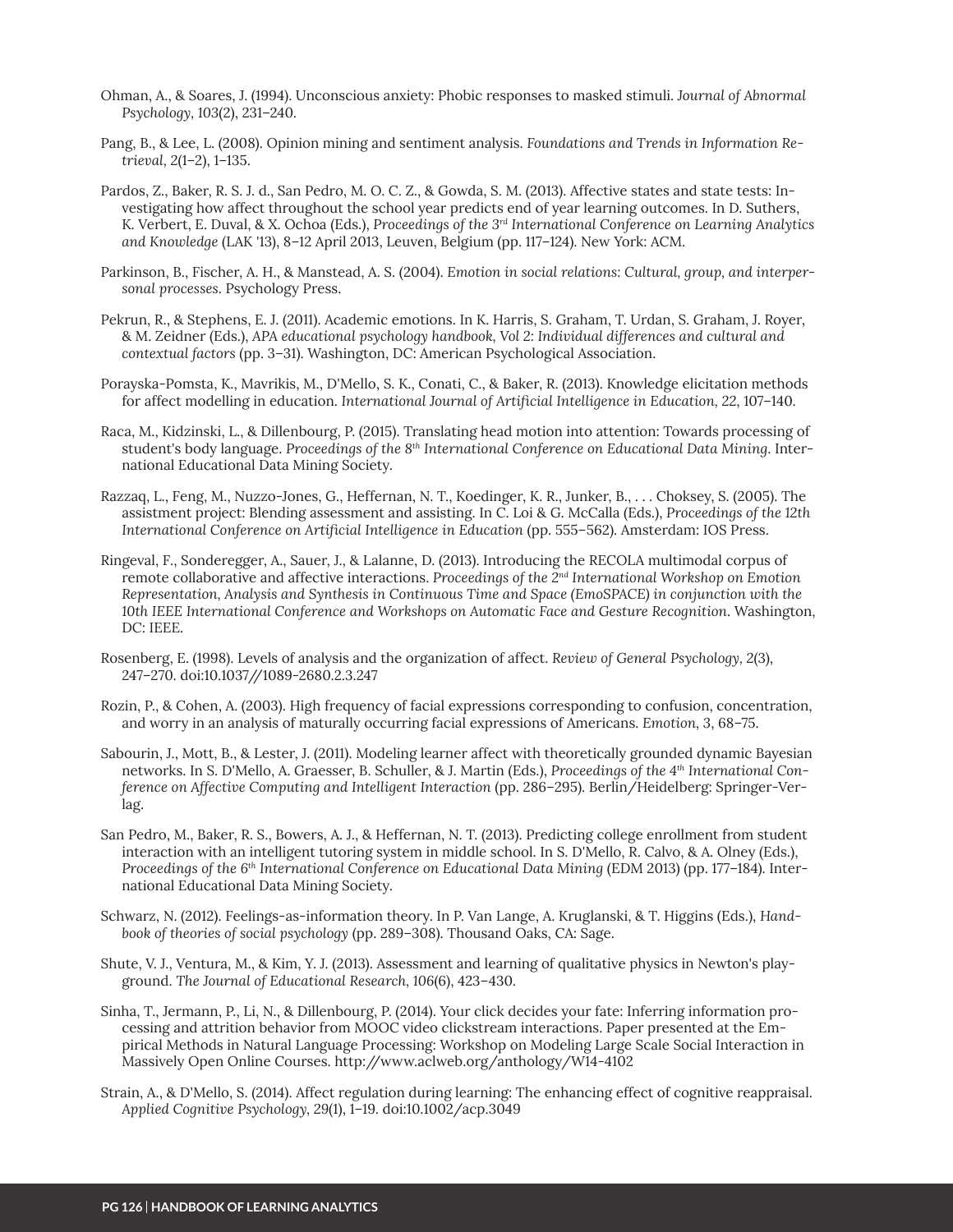Ohman, A., & Soares, J. (1994). Unconscious anxiety: Phobic responses to masked stimuli. *Journal of Abnormal Psychology, 103*(2), 231–240.

Pang, B., & Lee, L. (2008). Opinion mining and sentiment analysis. *Foundations and Trends in Information Retrieval, 2*(1–2), 1–135.

Pardos, Z., Baker, R. S. J. d., San Pedro, M. O. C. Z., & Gowda, S. M. (2013). Affective states and state tests: Investigating how affect throughout the school year predicts end of year learning outcomes. In D. Suthers, K. Verbert, E. Duval, & X. Ochoa (Eds.), *Proceedings of the 3rd International Conference on Learning Analytics and Knowledge* (LAK '13), 8–12 April 2013, Leuven, Belgium (pp. 117–124). New York: ACM.

Parkinson, B., Fischer, A. H., & Manstead, A. S. (2004). *Emotion in social relations: Cultural, group, and interpersonal processes*. Psychology Press.

Pekrun, R., & Stephens, E. J. (2011). Academic emotions. In K. Harris, S. Graham, T. Urdan, S. Graham, J. Royer, & M. Zeidner (Eds.), *APA educational psychology handbook, Vol 2: Individual differences and cultural and contextual factors* (pp. 3–31). Washington, DC: American Psychological Association.

Porayska-Pomsta, K., Mavrikis, M., D'Mello, S. K., Conati, C., & Baker, R. (2013). Knowledge elicitation methods for affect modelling in education. *International Journal of Artificial Intelligence in Education, 22*, 107–140.

Raca, M., Kidzinski, L., & Dillenbourg, P. (2015). Translating head motion into attention: Towards processing of student's body language. *Proceedings of the 8th International Conference on Educational Data Mining*. International Educational Data Mining Society.

Razzaq, L., Feng, M., Nuzzo-Jones, G., Heffernan, N. T., Koedinger, K. R., Junker, B., . . . Choksey, S. (2005). The assistment project: Blending assessment and assisting. In C. Loi & G. McCalla (Eds.), *Proceedings of the 12th International Conference on Artificial Intelligence in Education* (pp. 555–562). Amsterdam: IOS Press.

Ringeval, F., Sonderegger, A., Sauer, J., & Lalanne, D. (2013). Introducing the RECOLA multimodal corpus of remote collaborative and affective interactions. *Proceedings of the 2nd International Workshop on Emotion Representation, Analysis and Synthesis in Continuous Time and Space (EmoSPACE) in conjunction with the 10th IEEE International Conference and Workshops on Automatic Face and Gesture Recognition*. Washington, DC: IEEE.

Rosenberg, E. (1998). Levels of analysis and the organization of affect. *Review of General Psychology, 2*(3), 247–270. doi:10.1037//1089-2680.2.3.247

Rozin, P., & Cohen, A. (2003). High frequency of facial expressions corresponding to confusion, concentration, and worry in an analysis of maturally occurring facial expressions of Americans. *Emotion, 3*, 68–75.

Sabourin, J., Mott, B., & Lester, J. (2011). Modeling learner affect with theoretically grounded dynamic Bayesian networks. In S. D'Mello, A. Graesser, B. Schuller, & J. Martin (Eds.), *Proceedings of the 4th International Conference on Affective Computing and Intelligent Interaction* (pp. 286–295). Berlin/Heidelberg: Springer-Verlag.

San Pedro, M., Baker, R. S., Bowers, A. J., & Heffernan, N. T. (2013). Predicting college enrollment from student interaction with an intelligent tutoring system in middle school. In S. D'Mello, R. Calvo, & A. Olney (Eds.), *Proceedings of the 6th International Conference on Educational Data Mining* (EDM 2013) (pp. 177–184). International Educational Data Mining Society.

Schwarz, N. (2012). Feelings-as-information theory. In P. Van Lange, A. Kruglanski, & T. Higgins (Eds.), *Handbook of theories of social psychology* (pp. 289–308). Thousand Oaks, CA: Sage.

Shute, V. J., Ventura, M., & Kim, Y. J. (2013). Assessment and learning of qualitative physics in Newton's playground. *The Journal of Educational Research, 106*(6), 423–430.

Sinha, T., Jermann, P., Li, N., & Dillenbourg, P. (2014). Your click decides your fate: Inferring information processing and attrition behavior from MOOC video clickstream interactions. Paper presented at the Empirical Methods in Natural Language Processing: Workshop on Modeling Large Scale Social Interaction in Massively Open Online Courses. http://www.aclweb.org/anthology/W14-4102

Strain, A., & D'Mello, S. (2014). Affect regulation during learning: The enhancing effect of cognitive reappraisal. *Applied Cognitive Psychology, 29*(1), 1–19. doi:10.1002/acp.3049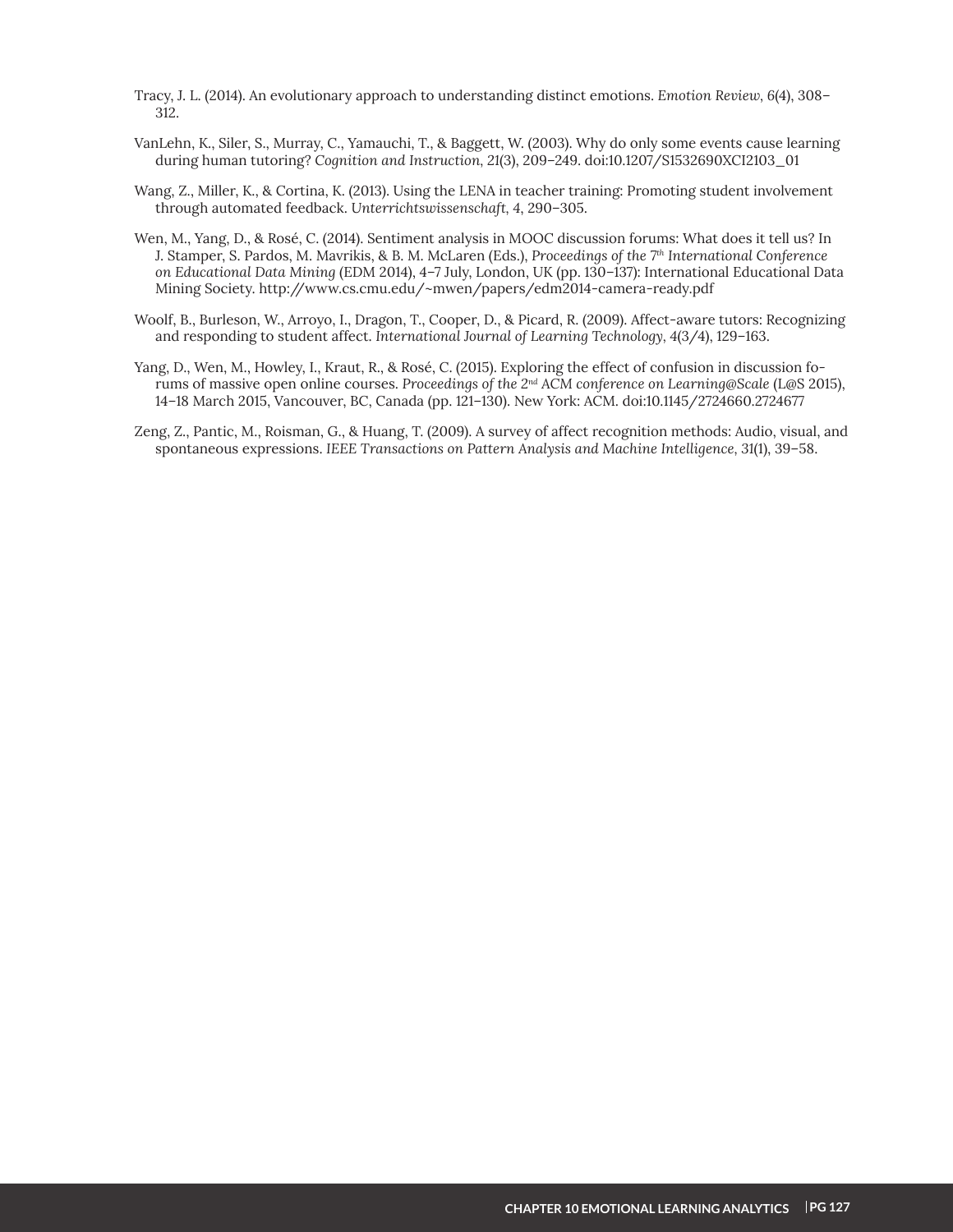Tracy, J. L. (2014). An evolutionary approach to understanding distinct emotions. *Emotion Review*, *6*(4), 308–312.

VanLehn, K., Siler, S., Murray, C., Yamauchi, T., & Baggett, W. (2003). Why do only some events cause learning during human tutoring? *Cognition and Instruction*, *21*(3), 209–249. doi:10.1207/S1532690XCI2103_01

Wang, Z., Miller, K., & Cortina, K. (2013). Using the LENA in teacher training: Promoting student involvement through automated feedback. *Unterrichtswissenschaft*, 4, 290–305.

Wen, M., Yang, D., & Rosé, C. (2014). Sentiment analysis in MOOC discussion forums: What does it tell us? In J. Stamper, S. Pardos, M. Mavrikis, & B. M. McLaren (Eds.), *Proceedings of the 7th International Conference on Educational Data Mining* (EDM 2014), 4–7 July, London, UK (pp. 130–137): International Educational Data Mining Society. http://www.cs.cmu.edu/~mwen/papers/edm2014-camera-ready.pdf

Woolf, B., Burleson, W., Arroyo, I., Dragon, T., Cooper, D., & Picard, R. (2009). Affect-aware tutors: Recognizing and responding to student affect. *International Journal of Learning Technology*, 4(3/4), 129–163.

Yang, D., Wen, M., Howley, I., Kraut, R., & Rosé, C. (2015). Exploring the effect of confusion in discussion forums of massive open online courses. *Proceedings of the 2nd ACM conference on Learning@Scale* (L@S 2015), 14–18 March 2015, Vancouver, BC, Canada (pp. 121–130). New York: ACM. doi:10.1145/2724660.2724677

Zeng, Z., Pantic, M., Roisman, G., & Huang, T. (2009). A survey of affect recognition methods: Audio, visual, and spontaneous expressions. *IEEE Transactions on Pattern Analysis and Machine Intelligence*, 31(1), 39–58.